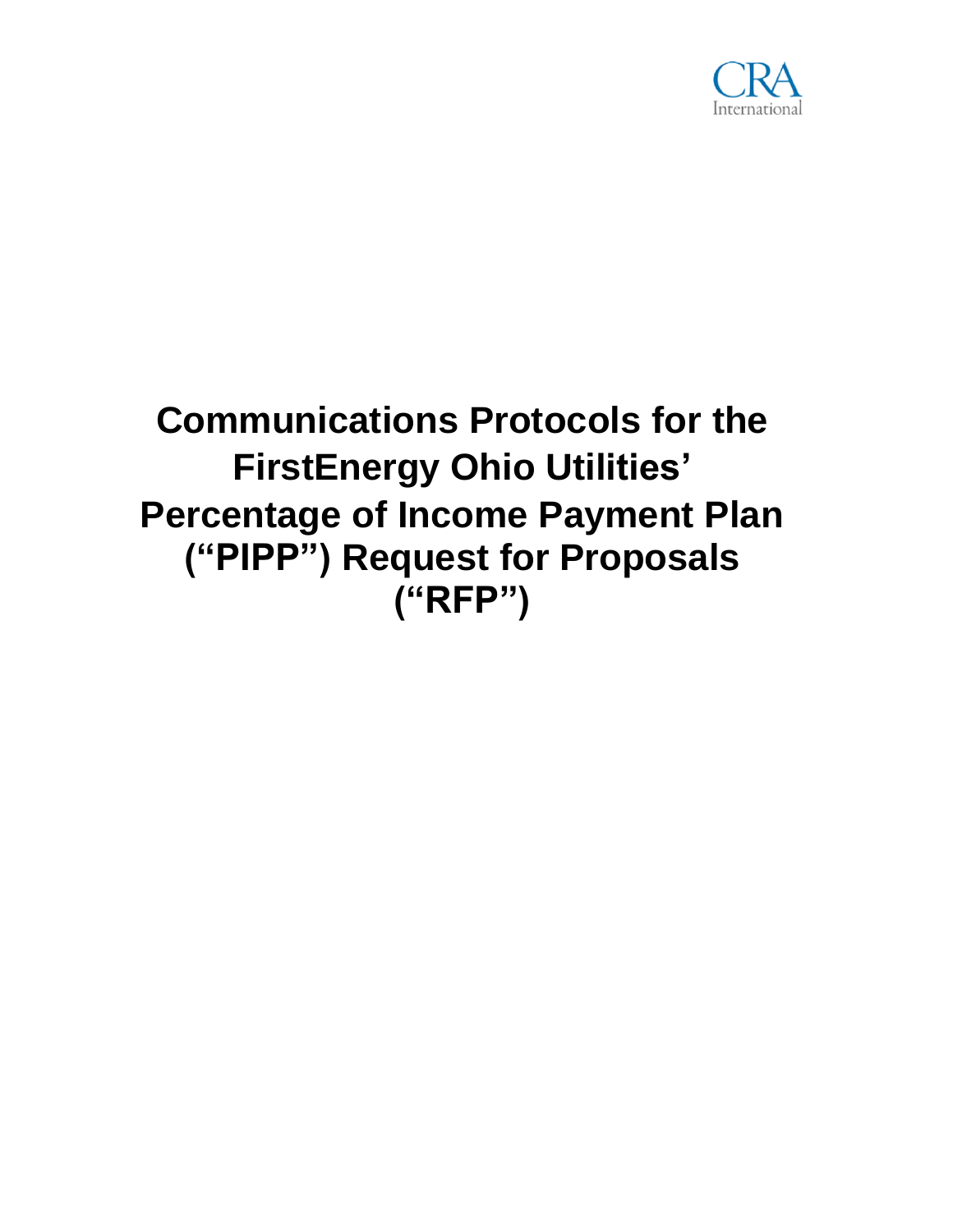CRA International

# Communications Protocols for the FirstEnergy Ohio Utilities' Percentage of Income Payment Plan ("PIPP") Request for Proposals ("RFP")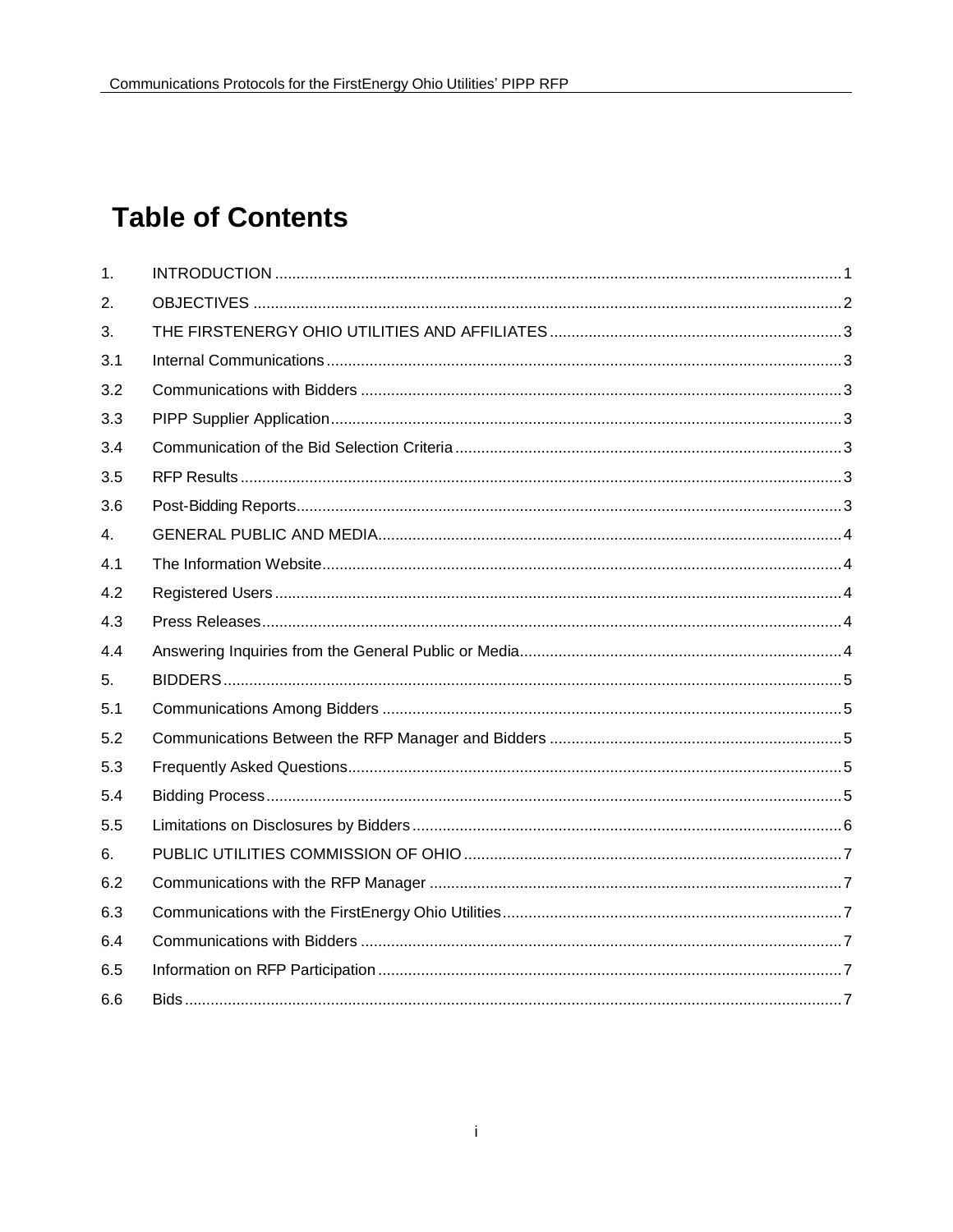# Table of Contents

| | | |
|---|---|---|
| 1. | INTRODUCTION | 1 |
| 2. | OBJECTIVES | 2 |
| 3. | THE FIRSTENERGY OHIO UTILITIES AND AFFILIATES | 3 |
| 3.1 | Internal Communications | 3 |
| 3.2 | Communications with Bidders | 3 |
| 3.3 | PIPP Supplier Application | 3 |
| 3.4 | Communication of the Bid Selection Criteria | 3 |
| 3.5 | RFP Results | 3 |
| 3.6 | Post-Bidding Reports | 3 |
| 4. | GENERAL PUBLIC AND MEDIA | 4 |
| 4.1 | The Information Website | 4 |
| 4.2 | Registered Users | 4 |
| 4.3 | Press Releases | 4 |
| 4.4 | Answering Inquiries from the General Public or Media | 4 |
| 5. | BIDDERS | 5 |
| 5.1 | Communications Among Bidders | 5 |
| 5.2 | Communications Between the RFP Manager and Bidders | 5 |
| 5.3 | Frequently Asked Questions | 5 |
| 5.4 | Bidding Process | 5 |
| 5.5 | Limitations on Disclosures by Bidders | 6 |
| 6. | PUBLIC UTILITIES COMMISSION OF OHIO | 7 |
| 6.2 | Communications with the RFP Manager | 7 |
| 6.3 | Communications with the FirstEnergy Ohio Utilities | 7 |
| 6.4 | Communications with Bidders | 7 |
| 6.5 | Information on RFP Participation | 7 |
| 6.6 | Bids | 7 |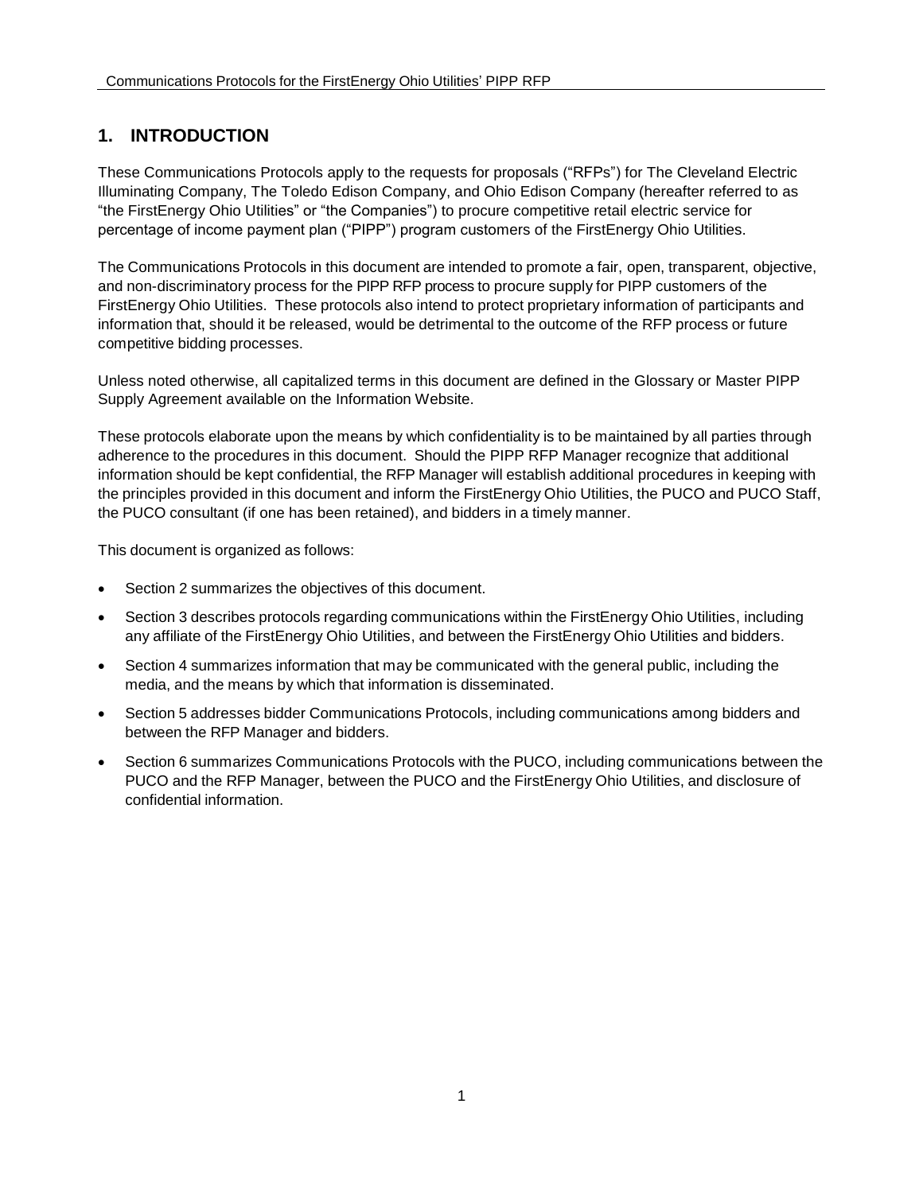## 1. INTRODUCTION

These Communications Protocols apply to the requests for proposals ("RFPs") for The Cleveland Electric Illuminating Company, The Toledo Edison Company, and Ohio Edison Company (hereafter referred to as "the FirstEnergy Ohio Utilities" or "the Companies") to procure competitive retail electric service for percentage of income payment plan ("PIPP") program customers of the FirstEnergy Ohio Utilities.

The Communications Protocols in this document are intended to promote a fair, open, transparent, objective, and non-discriminatory process for the PIPP RFP process to procure supply for PIPP customers of the FirstEnergy Ohio Utilities. These protocols also intend to protect proprietary information of participants and information that, should it be released, would be detrimental to the outcome of the RFP process or future competitive bidding processes.

Unless noted otherwise, all capitalized terms in this document are defined in the Glossary or Master PIPP Supply Agreement available on the Information Website.

These protocols elaborate upon the means by which confidentiality is to be maintained by all parties through adherence to the procedures in this document. Should the PIPP RFP Manager recognize that additional information should be kept confidential, the RFP Manager will establish additional procedures in keeping with the principles provided in this document and inform the FirstEnergy Ohio Utilities, the PUCO and PUCO Staff, the PUCO consultant (if one has been retained), and bidders in a timely manner.

This document is organized as follows:

- Section 2 summarizes the objectives of this document.
- Section 3 describes protocols regarding communications within the FirstEnergy Ohio Utilities, including any affiliate of the FirstEnergy Ohio Utilities, and between the FirstEnergy Ohio Utilities and bidders.
- Section 4 summarizes information that may be communicated with the general public, including the media, and the means by which that information is disseminated.
- Section 5 addresses bidder Communications Protocols, including communications among bidders and between the RFP Manager and bidders.
- Section 6 summarizes Communications Protocols with the PUCO, including communications between the PUCO and the RFP Manager, between the PUCO and the FirstEnergy Ohio Utilities, and disclosure of confidential information.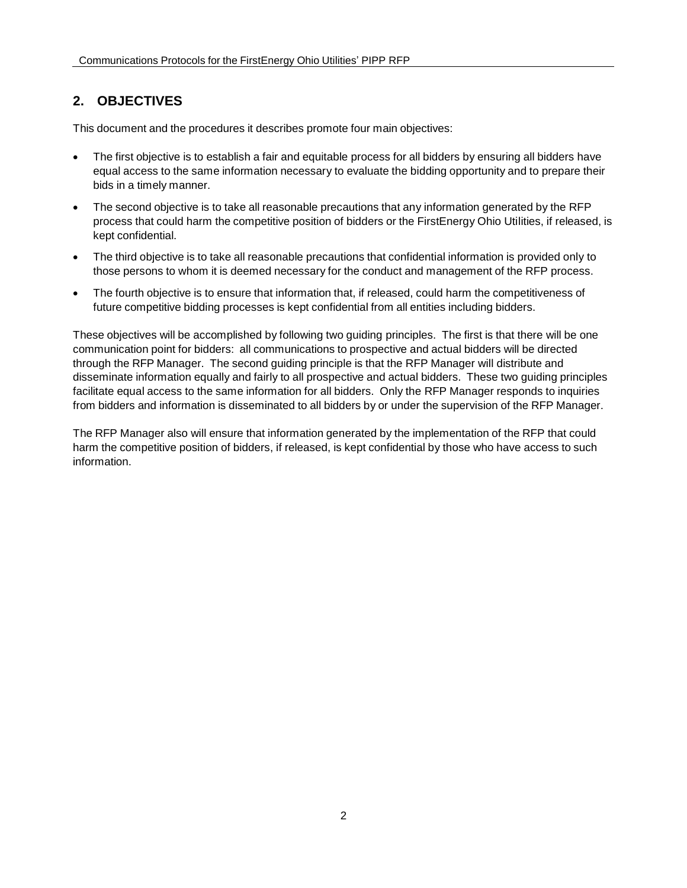## 2. OBJECTIVES

This document and the procedures it describes promote four main objectives:

- The first objective is to establish a fair and equitable process for all bidders by ensuring all bidders have equal access to the same information necessary to evaluate the bidding opportunity and to prepare their bids in a timely manner.
- The second objective is to take all reasonable precautions that any information generated by the RFP process that could harm the competitive position of bidders or the FirstEnergy Ohio Utilities, if released, is kept confidential.
- The third objective is to take all reasonable precautions that confidential information is provided only to those persons to whom it is deemed necessary for the conduct and management of the RFP process.
- The fourth objective is to ensure that information that, if released, could harm the competitiveness of future competitive bidding processes is kept confidential from all entities including bidders.

These objectives will be accomplished by following two guiding principles. The first is that there will be one communication point for bidders: all communications to prospective and actual bidders will be directed through the RFP Manager. The second guiding principle is that the RFP Manager will distribute and disseminate information equally and fairly to all prospective and actual bidders. These two guiding principles facilitate equal access to the same information for all bidders. Only the RFP Manager responds to inquiries from bidders and information is disseminated to all bidders by or under the supervision of the RFP Manager.

The RFP Manager also will ensure that information generated by the implementation of the RFP that could harm the competitive position of bidders, if released, is kept confidential by those who have access to such information.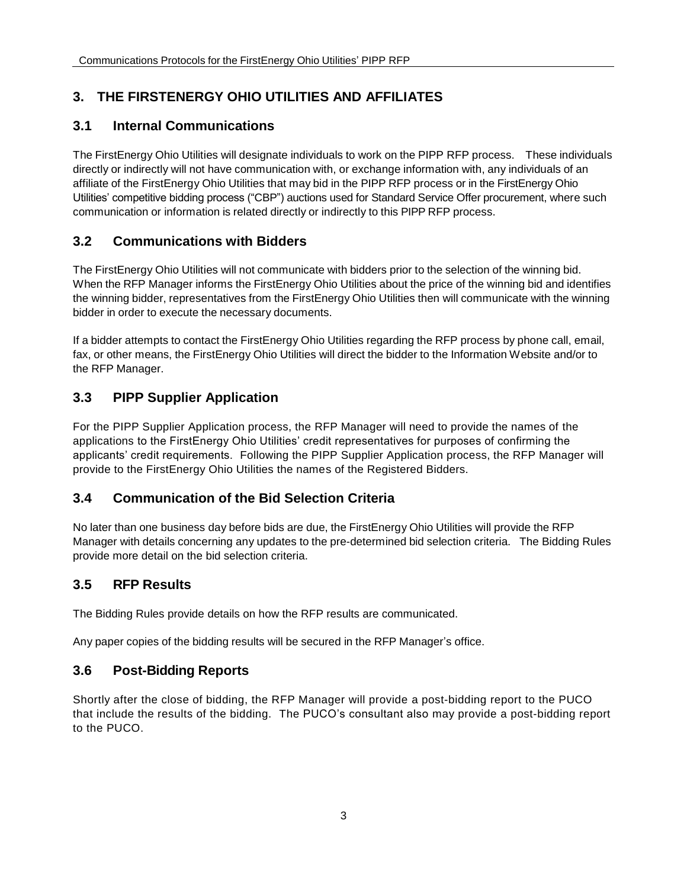## 3. THE FIRSTENERGY OHIO UTILITIES AND AFFILIATES

### 3.1 Internal Communications

The FirstEnergy Ohio Utilities will designate individuals to work on the PIPP RFP process. These individuals directly or indirectly will not have communication with, or exchange information with, any individuals of an affiliate of the FirstEnergy Ohio Utilities that may bid in the PIPP RFP process or in the FirstEnergy Ohio Utilities' competitive bidding process ("CBP") auctions used for Standard Service Offer procurement, where such communication or information is related directly or indirectly to this PIPP RFP process.

### 3.2 Communications with Bidders

The FirstEnergy Ohio Utilities will not communicate with bidders prior to the selection of the winning bid. When the RFP Manager informs the FirstEnergy Ohio Utilities about the price of the winning bid and identifies the winning bidder, representatives from the FirstEnergy Ohio Utilities then will communicate with the winning bidder in order to execute the necessary documents.

If a bidder attempts to contact the FirstEnergy Ohio Utilities regarding the RFP process by phone call, email, fax, or other means, the FirstEnergy Ohio Utilities will direct the bidder to the Information Website and/or to the RFP Manager.

### 3.3 PIPP Supplier Application

For the PIPP Supplier Application process, the RFP Manager will need to provide the names of the applications to the FirstEnergy Ohio Utilities' credit representatives for purposes of confirming the applicants' credit requirements. Following the PIPP Supplier Application process, the RFP Manager will provide to the FirstEnergy Ohio Utilities the names of the Registered Bidders.

### 3.4 Communication of the Bid Selection Criteria

No later than one business day before bids are due, the FirstEnergy Ohio Utilities will provide the RFP Manager with details concerning any updates to the pre-determined bid selection criteria. The Bidding Rules provide more detail on the bid selection criteria.

### 3.5 RFP Results

The Bidding Rules provide details on how the RFP results are communicated.

Any paper copies of the bidding results will be secured in the RFP Manager's office.

### 3.6 Post-Bidding Reports

Shortly after the close of bidding, the RFP Manager will provide a post-bidding report to the PUCO that include the results of the bidding. The PUCO's consultant also may provide a post-bidding report to the PUCO.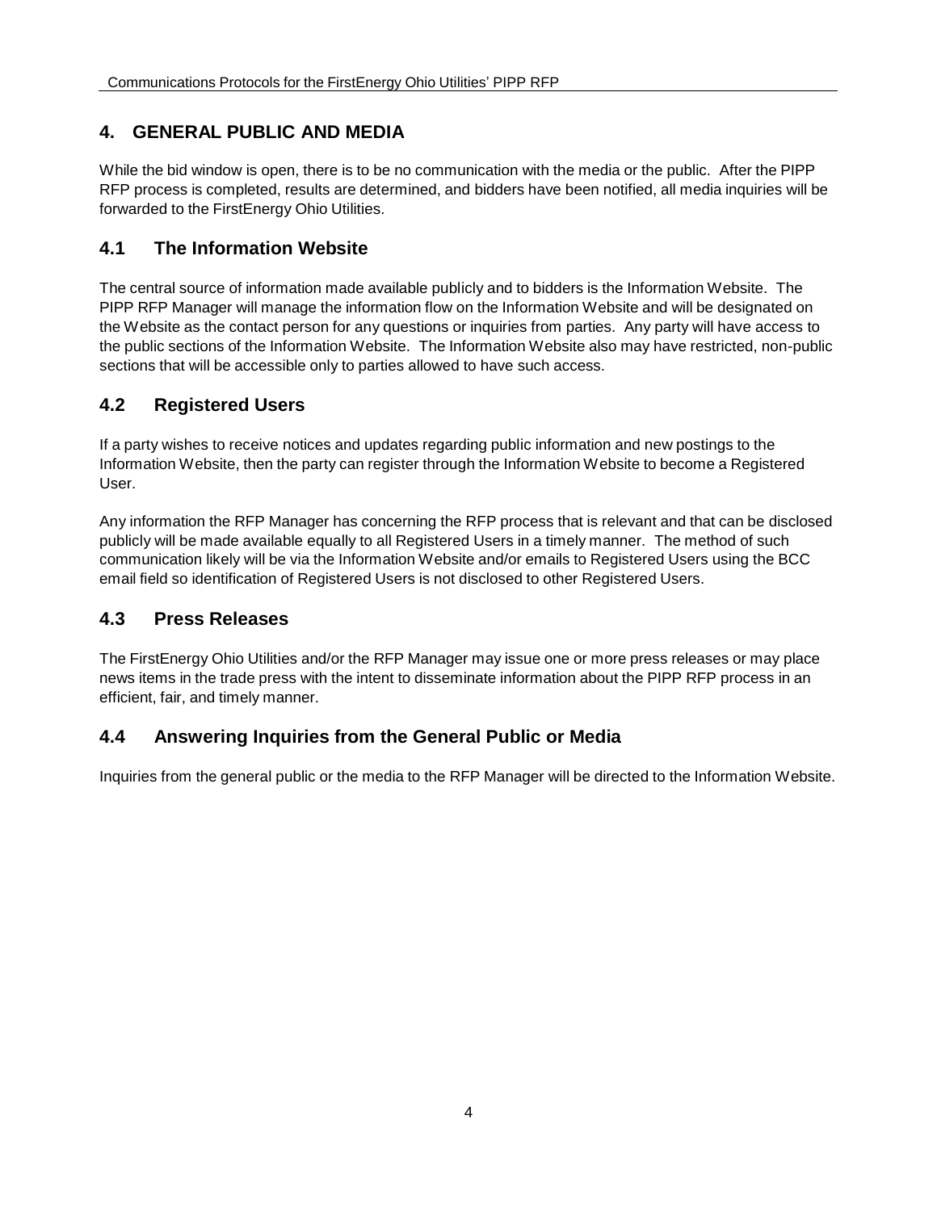## 4. GENERAL PUBLIC AND MEDIA

While the bid window is open, there is to be no communication with the media or the public. After the PIPP RFP process is completed, results are determined, and bidders have been notified, all media inquiries will be forwarded to the FirstEnergy Ohio Utilities.

### 4.1 The Information Website

The central source of information made available publicly and to bidders is the Information Website. The PIPP RFP Manager will manage the information flow on the Information Website and will be designated on the Website as the contact person for any questions or inquiries from parties. Any party will have access to the public sections of the Information Website. The Information Website also may have restricted, non-public sections that will be accessible only to parties allowed to have such access.

### 4.2 Registered Users

If a party wishes to receive notices and updates regarding public information and new postings to the Information Website, then the party can register through the Information Website to become a Registered User.

Any information the RFP Manager has concerning the RFP process that is relevant and that can be disclosed publicly will be made available equally to all Registered Users in a timely manner. The method of such communication likely will be via the Information Website and/or emails to Registered Users using the BCC email field so identification of Registered Users is not disclosed to other Registered Users.

### 4.3 Press Releases

The FirstEnergy Ohio Utilities and/or the RFP Manager may issue one or more press releases or may place news items in the trade press with the intent to disseminate information about the PIPP RFP process in an efficient, fair, and timely manner.

### 4.4 Answering Inquiries from the General Public or Media

Inquiries from the general public or the media to the RFP Manager will be directed to the Information Website.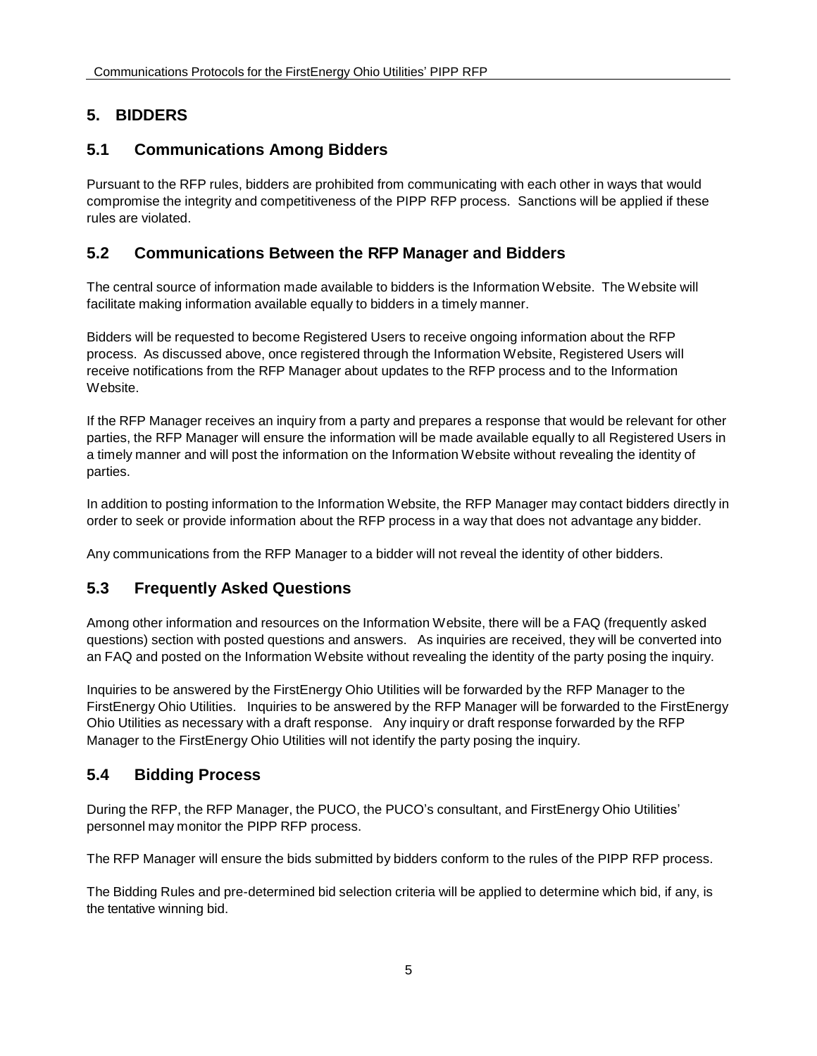## 5. BIDDERS

### 5.1 Communications Among Bidders

Pursuant to the RFP rules, bidders are prohibited from communicating with each other in ways that would compromise the integrity and competitiveness of the PIPP RFP process. Sanctions will be applied if these rules are violated.

### 5.2 Communications Between the RFP Manager and Bidders

The central source of information made available to bidders is the Information Website. The Website will facilitate making information available equally to bidders in a timely manner.

Bidders will be requested to become Registered Users to receive ongoing information about the RFP process. As discussed above, once registered through the Information Website, Registered Users will receive notifications from the RFP Manager about updates to the RFP process and to the Information Website.

If the RFP Manager receives an inquiry from a party and prepares a response that would be relevant for other parties, the RFP Manager will ensure the information will be made available equally to all Registered Users in a timely manner and will post the information on the Information Website without revealing the identity of parties.

In addition to posting information to the Information Website, the RFP Manager may contact bidders directly in order to seek or provide information about the RFP process in a way that does not advantage any bidder.

Any communications from the RFP Manager to a bidder will not reveal the identity of other bidders.

### 5.3 Frequently Asked Questions

Among other information and resources on the Information Website, there will be a FAQ (frequently asked questions) section with posted questions and answers. As inquiries are received, they will be converted into an FAQ and posted on the Information Website without revealing the identity of the party posing the inquiry.

Inquiries to be answered by the FirstEnergy Ohio Utilities will be forwarded by the RFP Manager to the FirstEnergy Ohio Utilities. Inquiries to be answered by the RFP Manager will be forwarded to the FirstEnergy Ohio Utilities as necessary with a draft response. Any inquiry or draft response forwarded by the RFP Manager to the FirstEnergy Ohio Utilities will not identify the party posing the inquiry.

### 5.4 Bidding Process

During the RFP, the RFP Manager, the PUCO, the PUCO's consultant, and FirstEnergy Ohio Utilities' personnel may monitor the PIPP RFP process.

The RFP Manager will ensure the bids submitted by bidders conform to the rules of the PIPP RFP process.

The Bidding Rules and pre-determined bid selection criteria will be applied to determine which bid, if any, is the tentative winning bid.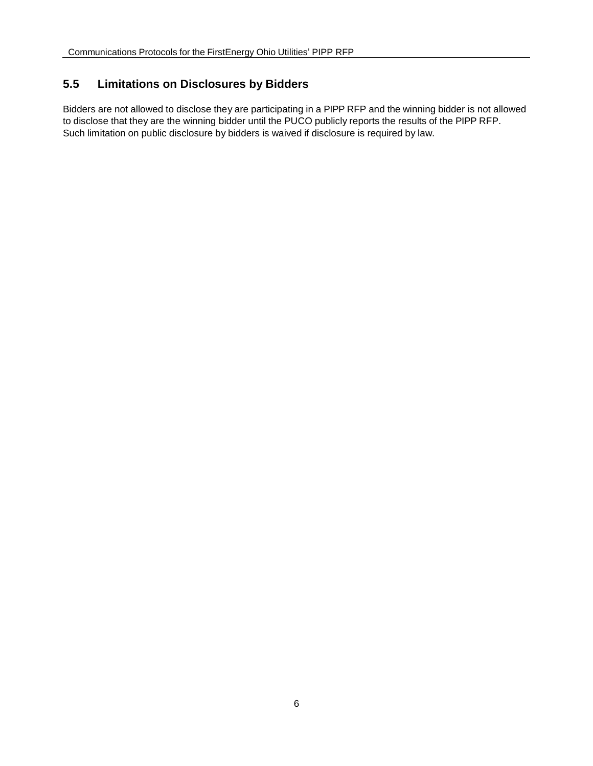## 5.5 Limitations on Disclosures by Bidders

Bidders are not allowed to disclose they are participating in a PIPP RFP and the winning bidder is not allowed to disclose that they are the winning bidder until the PUCO publicly reports the results of the PIPP RFP. Such limitation on public disclosure by bidders is waived if disclosure is required by law.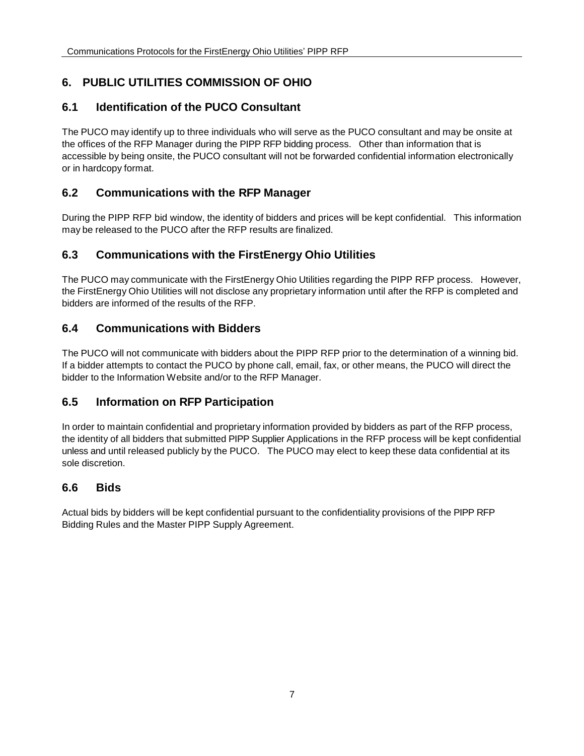## 6. PUBLIC UTILITIES COMMISSION OF OHIO

### 6.1 Identification of the PUCO Consultant

The PUCO may identify up to three individuals who will serve as the PUCO consultant and may be onsite at the offices of the RFP Manager during the PIPP RFP bidding process. Other than information that is accessible by being onsite, the PUCO consultant will not be forwarded confidential information electronically or in hardcopy format.

### 6.2 Communications with the RFP Manager

During the PIPP RFP bid window, the identity of bidders and prices will be kept confidential. This information may be released to the PUCO after the RFP results are finalized.

### 6.3 Communications with the FirstEnergy Ohio Utilities

The PUCO may communicate with the FirstEnergy Ohio Utilities regarding the PIPP RFP process. However, the FirstEnergy Ohio Utilities will not disclose any proprietary information until after the RFP is completed and bidders are informed of the results of the RFP.

### 6.4 Communications with Bidders

The PUCO will not communicate with bidders about the PIPP RFP prior to the determination of a winning bid. If a bidder attempts to contact the PUCO by phone call, email, fax, or other means, the PUCO will direct the bidder to the Information Website and/or to the RFP Manager.

### 6.5 Information on RFP Participation

In order to maintain confidential and proprietary information provided by bidders as part of the RFP process, the identity of all bidders that submitted PIPP Supplier Applications in the RFP process will be kept confidential unless and until released publicly by the PUCO. The PUCO may elect to keep these data confidential at its sole discretion.

### 6.6 Bids

Actual bids by bidders will be kept confidential pursuant to the confidentiality provisions of the PIPP RFP Bidding Rules and the Master PIPP Supply Agreement.